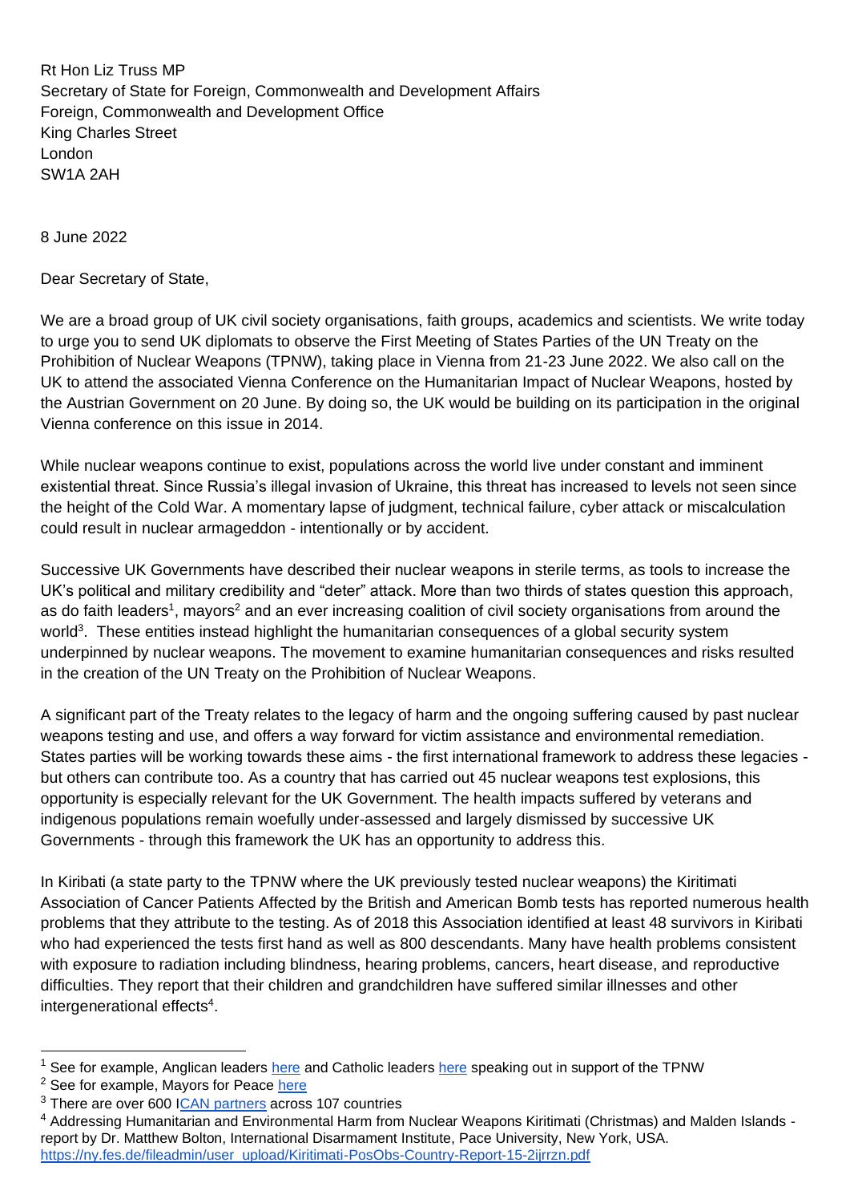Rt Hon Liz Truss MP
Secretary of State for Foreign, Commonwealth and Development Affairs
Foreign, Commonwealth and Development Office
King Charles Street
London
SW1A 2AH

8 June 2022

Dear Secretary of State,

We are a broad group of UK civil society organisations, faith groups, academics and scientists. We write today to urge you to send UK diplomats to observe the First Meeting of States Parties of the UN Treaty on the Prohibition of Nuclear Weapons (TPNW), taking place in Vienna from 21-23 June 2022. We also call on the UK to attend the associated Vienna Conference on the Humanitarian Impact of Nuclear Weapons, hosted by the Austrian Government on 20 June. By doing so, the UK would be building on its participation in the original Vienna conference on this issue in 2014.

While nuclear weapons continue to exist, populations across the world live under constant and imminent existential threat. Since Russia's illegal invasion of Ukraine, this threat has increased to levels not seen since the height of the Cold War. A momentary lapse of judgment, technical failure, cyber attack or miscalculation could result in nuclear armageddon - intentionally or by accident.

Successive UK Governments have described their nuclear weapons in sterile terms, as tools to increase the UK's political and military credibility and "deter" attack. More than two thirds of states question this approach, as do faith leaders[1], mayors[2] and an ever increasing coalition of civil society organisations from around the world[3]. These entities instead highlight the humanitarian consequences of a global security system underpinned by nuclear weapons. The movement to examine humanitarian consequences and risks resulted in the creation of the UN Treaty on the Prohibition of Nuclear Weapons.

A significant part of the Treaty relates to the legacy of harm and the ongoing suffering caused by past nuclear weapons testing and use, and offers a way forward for victim assistance and environmental remediation. States parties will be working towards these aims - the first international framework to address these legacies - but others can contribute too. As a country that has carried out 45 nuclear weapons test explosions, this opportunity is especially relevant for the UK Government. The health impacts suffered by veterans and indigenous populations remain woefully under-assessed and largely dismissed by successive UK Governments - through this framework the UK has an opportunity to address this.

In Kiribati (a state party to the TPNW where the UK previously tested nuclear weapons) the Kiritimati Association of Cancer Patients Affected by the British and American Bomb tests has reported numerous health problems that they attribute to the testing. As of 2018 this Association identified at least 48 survivors in Kiribati who had experienced the tests first hand as well as 800 descendants. Many have health problems consistent with exposure to radiation including blindness, hearing problems, cancers, heart disease, and reproductive difficulties. They report that their children and grandchildren have suffered similar illnesses and other intergenerational effects[4].

---

[1] See for example, Anglican leaders here and Catholic leaders here speaking out in support of the TPNW

[2] See for example, Mayors for Peace here

[3] There are over 600 ICAN partners across 107 countries

[4] Addressing Humanitarian and Environmental Harm from Nuclear Weapons Kiritimati (Christmas) and Malden Islands - report by Dr. Matthew Bolton, International Disarmament Institute, Pace University, New York, USA. https://ny.fes.de/fileadmin/user_upload/Kiritimati-PosObs-Country-Report-15-2ijrrzn.pdf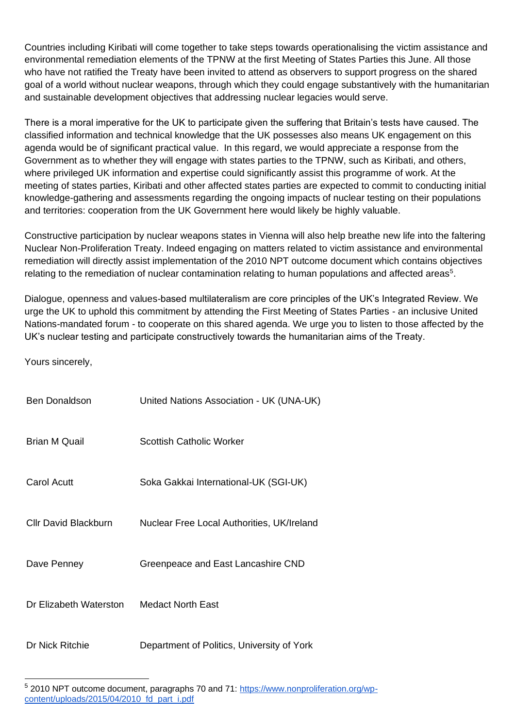Countries including Kiribati will come together to take steps towards operationalising the victim assistance and environmental remediation elements of the TPNW at the first Meeting of States Parties this June. All those who have not ratified the Treaty have been invited to attend as observers to support progress on the shared goal of a world without nuclear weapons, through which they could engage substantively with the humanitarian and sustainable development objectives that addressing nuclear legacies would serve.

There is a moral imperative for the UK to participate given the suffering that Britain's tests have caused. The classified information and technical knowledge that the UK possesses also means UK engagement on this agenda would be of significant practical value. In this regard, we would appreciate a response from the Government as to whether they will engage with states parties to the TPNW, such as Kiribati, and others, where privileged UK information and expertise could significantly assist this programme of work. At the meeting of states parties, Kiribati and other affected states parties are expected to commit to conducting initial knowledge-gathering and assessments regarding the ongoing impacts of nuclear testing on their populations and territories: cooperation from the UK Government here would likely be highly valuable.

Constructive participation by nuclear weapons states in Vienna will also help breathe new life into the faltering Nuclear Non-Proliferation Treaty. Indeed engaging on matters related to victim assistance and environmental remediation will directly assist implementation of the 2010 NPT outcome document which contains objectives relating to the remediation of nuclear contamination relating to human populations and affected areas[5].

Dialogue, openness and values-based multilateralism are core principles of the UK's Integrated Review. We urge the UK to uphold this commitment by attending the First Meeting of States Parties - an inclusive United Nations-mandated forum - to cooperate on this shared agenda. We urge you to listen to those affected by the UK's nuclear testing and participate constructively towards the humanitarian aims of the Treaty.

Yours sincerely,

| | |
|---|---|
| Ben Donaldson | United Nations Association - UK (UNA-UK) |
| Brian M Quail | Scottish Catholic Worker |
| Carol Acutt | Soka Gakkai International-UK (SGI-UK) |
| Cllr David Blackburn | Nuclear Free Local Authorities, UK/Ireland |
| Dave Penney | Greenpeace and East Lancashire CND |
| Dr Elizabeth Waterston | Medact North East |
| Dr Nick Ritchie | Department of Politics, University of York |

[5] 2010 NPT outcome document, paragraphs 70 and 71: https://www.nonproliferation.org/wp-content/uploads/2015/04/2010_fd_part_i.pdf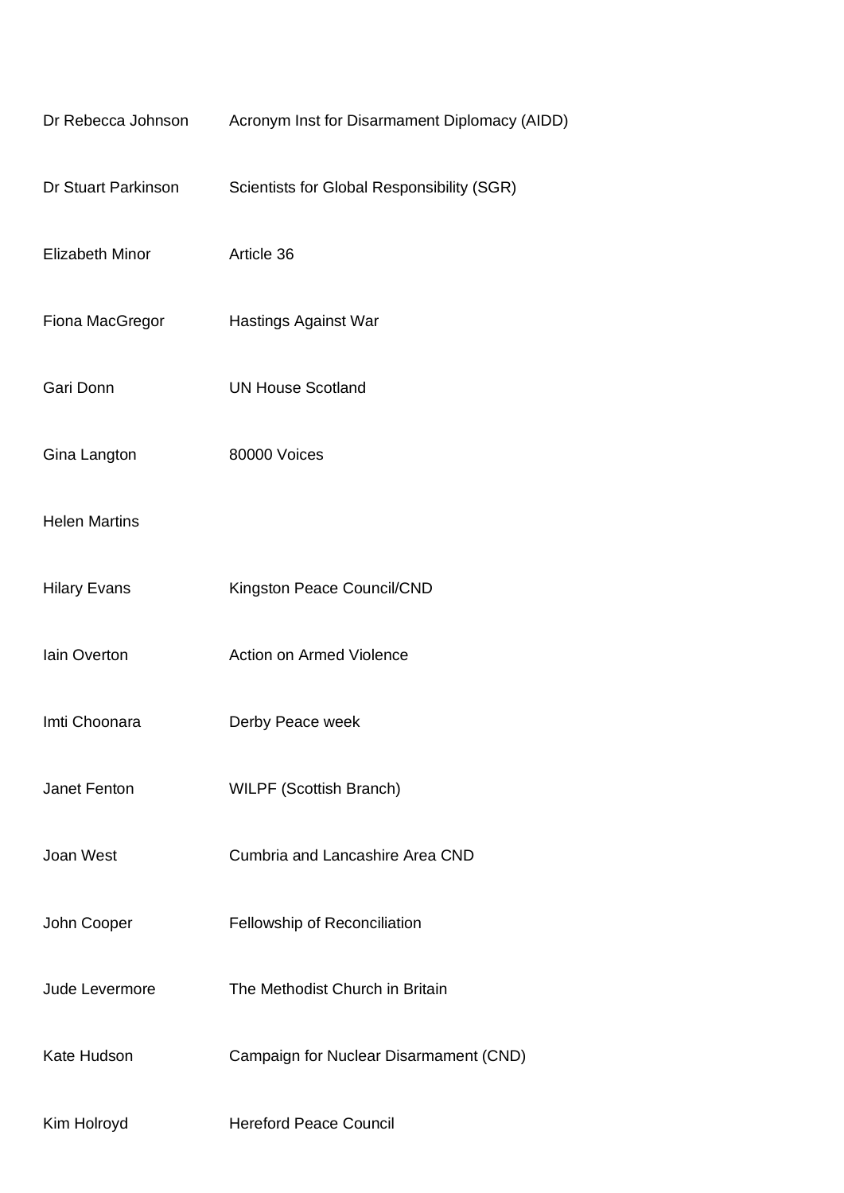| | |
|---|---|
| Dr Rebecca Johnson | Acronym Inst for Disarmament Diplomacy (AIDD) |
| Dr Stuart Parkinson | Scientists for Global Responsibility (SGR) |
| Elizabeth Minor | Article 36 |
| Fiona MacGregor | Hastings Against War |
| Gari Donn | UN House Scotland |
| Gina Langton | 80000 Voices |
| Helen Martins | |
| Hilary Evans | Kingston Peace Council/CND |
| Iain Overton | Action on Armed Violence |
| Imti Choonara | Derby Peace week |
| Janet Fenton | WILPF (Scottish Branch) |
| Joan West | Cumbria and Lancashire Area CND |
| John Cooper | Fellowship of Reconciliation |
| Jude Levermore | The Methodist Church in Britain |
| Kate Hudson | Campaign for Nuclear Disarmament (CND) |
| Kim Holroyd | Hereford Peace Council |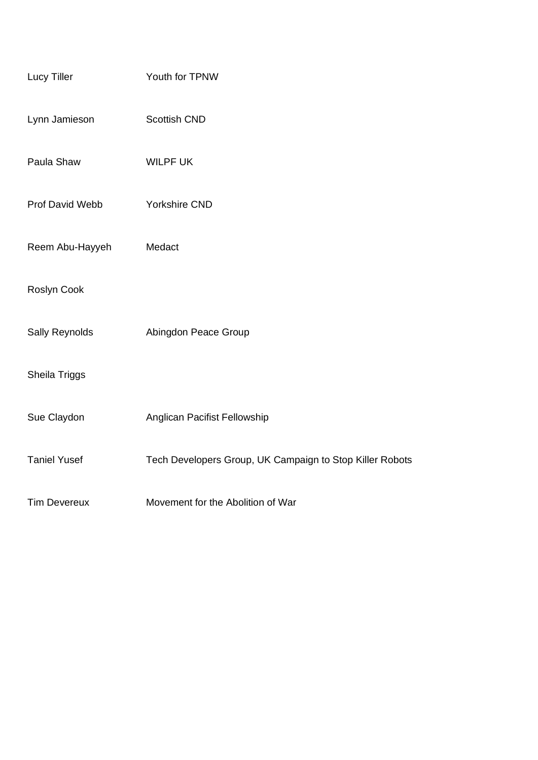| | |
|---|---|
| Lucy Tiller | Youth for TPNW |
| Lynn Jamieson | Scottish CND |
| Paula Shaw | WILPF UK |
| Prof David Webb | Yorkshire CND |
| Reem Abu-Hayyeh | Medact |
| Roslyn Cook | |
| Sally Reynolds | Abingdon Peace Group |
| Sheila Triggs | |
| Sue Claydon | Anglican Pacifist Fellowship |
| Taniel Yusef | Tech Developers Group, UK Campaign to Stop Killer Robots |
| Tim Devereux | Movement for the Abolition of War |